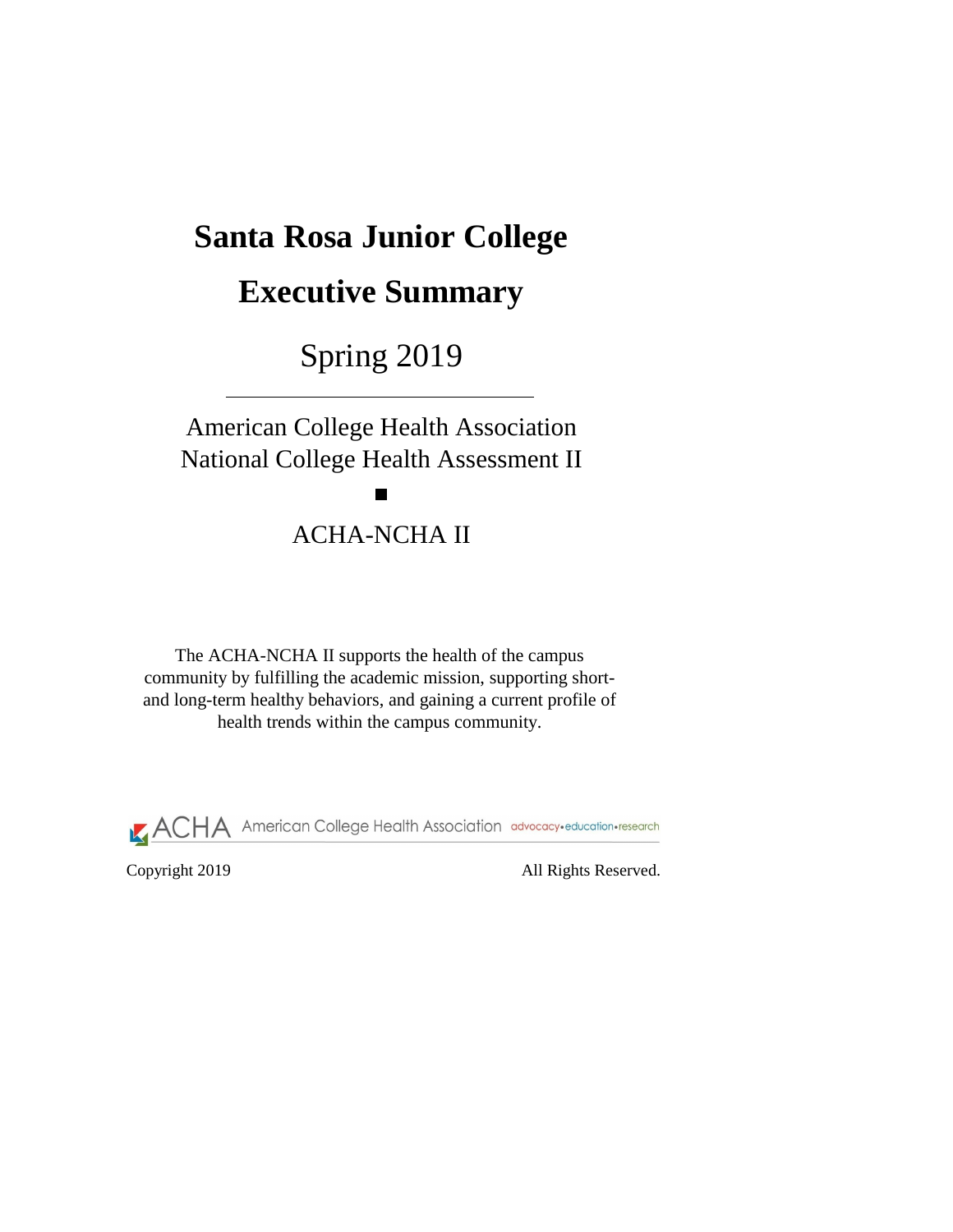# Santa Rosa Junior College

# Executive Summary

## Spring 2019

---

American College Health Association
National College Health Assessment II

■

ACHA-NCHA II

The ACHA-NCHA II supports the health of the campus community by fulfilling the academic mission, supporting short- and long-term healthy behaviors, and gaining a current profile of health trends within the campus community.

ACHA American College Health Association advocacy•education•research

Copyright 2019 All Rights Reserved.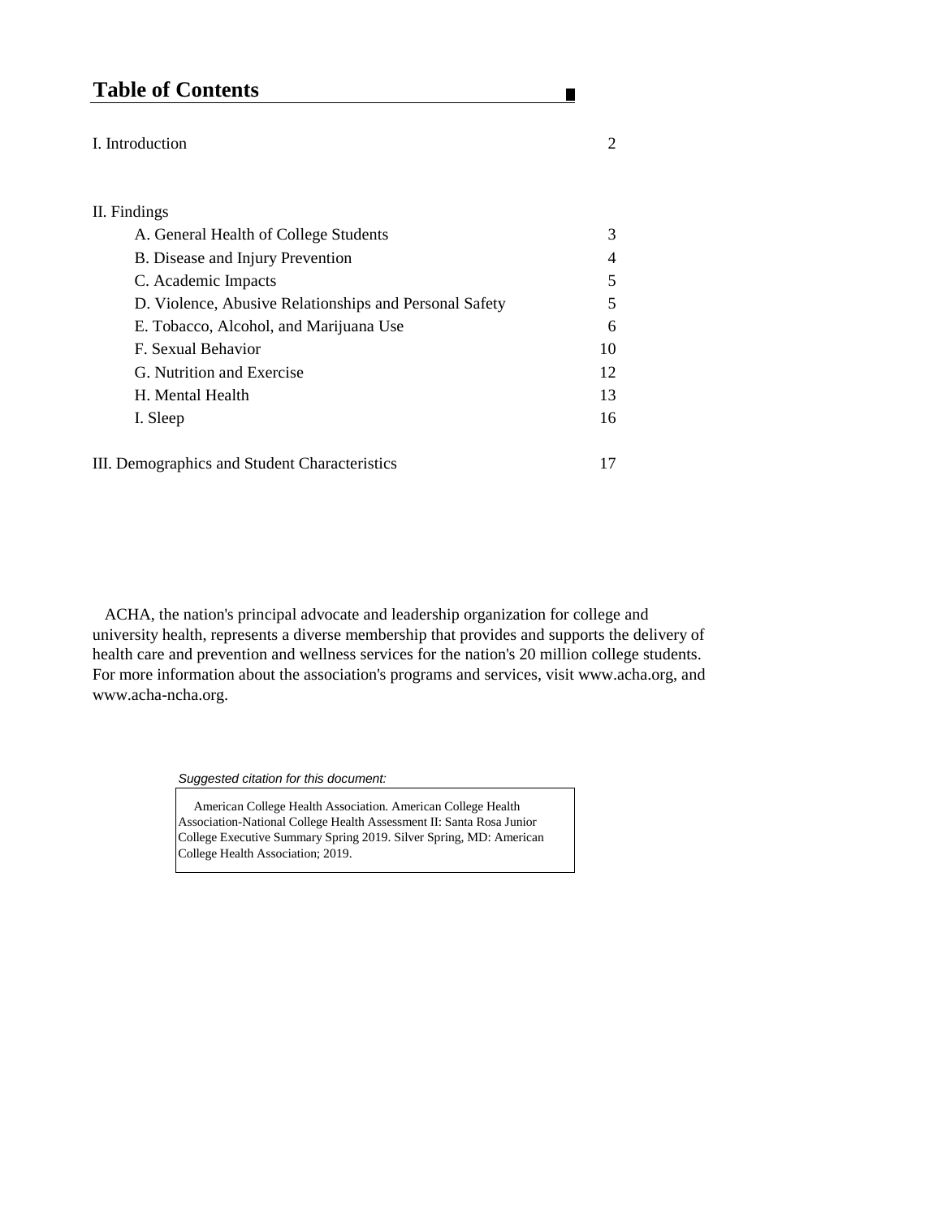# Table of Contents

| | |
|---|---|
| I. Introduction | 2 |
| II. Findings | |
| A. General Health of College Students | 3 |
| B. Disease and Injury Prevention | 4 |
| C. Academic Impacts | 5 |
| D. Violence, Abusive Relationships and Personal Safety | 5 |
| E. Tobacco, Alcohol, and Marijuana Use | 6 |
| F. Sexual Behavior | 10 |
| G. Nutrition and Exercise | 12 |
| H. Mental Health | 13 |
| I. Sleep | 16 |
| III. Demographics and Student Characteristics | 17 |

ACHA, the nation's principal advocate and leadership organization for college and university health, represents a diverse membership that provides and supports the delivery of health care and prevention and wellness services for the nation's 20 million college students. For more information about the association's programs and services, visit www.acha.org, and www.acha-ncha.org.

*Suggested citation for this document:*

American College Health Association. American College Health Association-National College Health Assessment II: Santa Rosa Junior College Executive Summary Spring 2019. Silver Spring, MD: American College Health Association; 2019.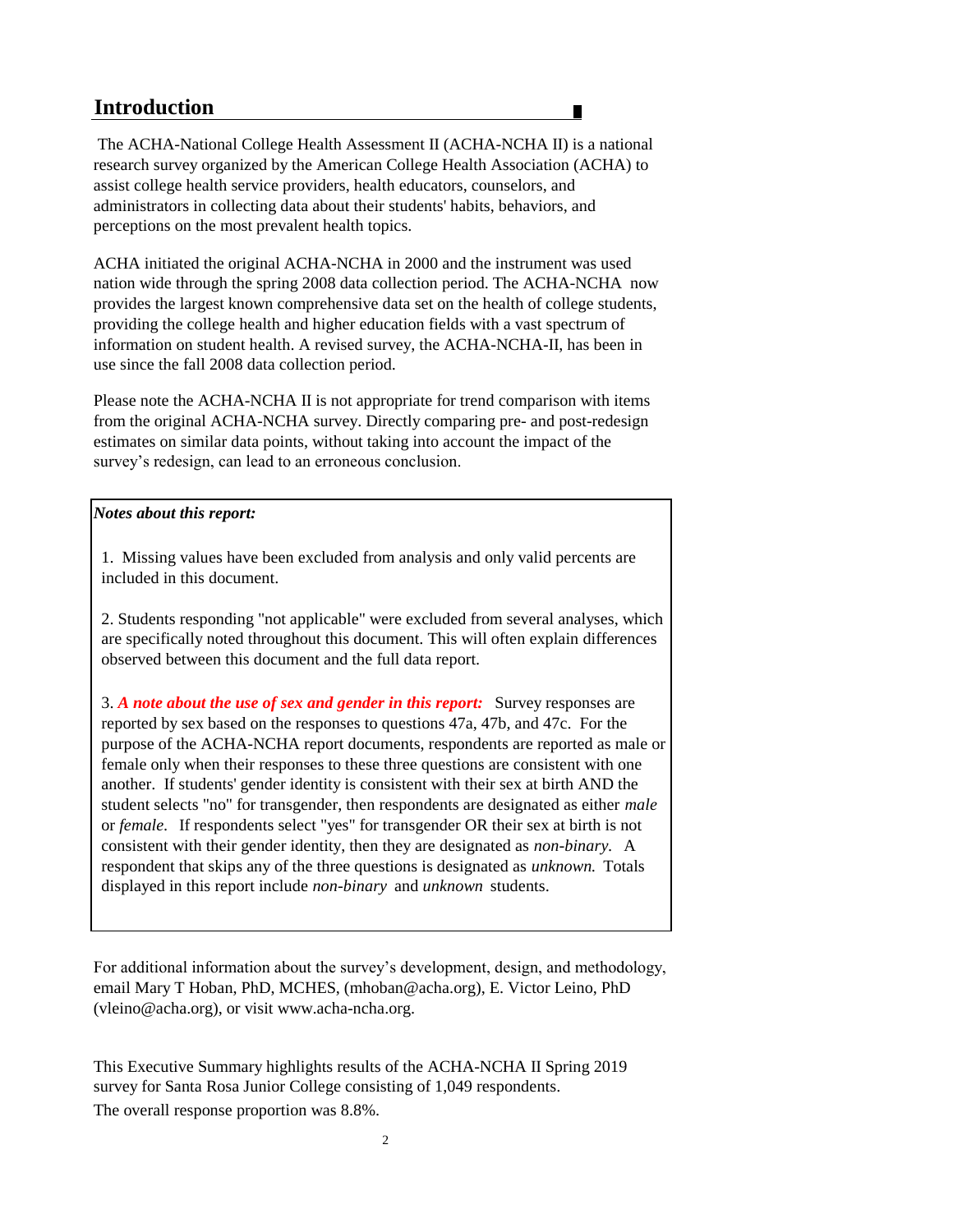## Introduction

The ACHA-National College Health Assessment II (ACHA-NCHA II) is a national research survey organized by the American College Health Association (ACHA) to assist college health service providers, health educators, counselors, and administrators in collecting data about their students' habits, behaviors, and perceptions on the most prevalent health topics.

ACHA initiated the original ACHA-NCHA in 2000 and the instrument was used nation wide through the spring 2008 data collection period. The ACHA-NCHA now provides the largest known comprehensive data set on the health of college students, providing the college health and higher education fields with a vast spectrum of information on student health. A revised survey, the ACHA-NCHA-II, has been in use since the fall 2008 data collection period.

Please note the ACHA-NCHA II is not appropriate for trend comparison with items from the original ACHA-NCHA survey. Directly comparing pre- and post-redesign estimates on similar data points, without taking into account the impact of the survey's redesign, can lead to an erroneous conclusion.

***Notes about this report:***

1. Missing values have been excluded from analysis and only valid percents are included in this document.

2. Students responding "not applicable" were excluded from several analyses, which are specifically noted throughout this document. This will often explain differences observed between this document and the full data report.

3. ***A note about the use of sex and gender in this report:*** Survey responses are reported by sex based on the responses to questions 47a, 47b, and 47c. For the purpose of the ACHA-NCHA report documents, respondents are reported as male or female only when their responses to these three questions are consistent with one another. If students' gender identity is consistent with their sex at birth AND the student selects "no" for transgender, then respondents are designated as either *male* or *female*. If respondents select "yes" for transgender OR their sex at birth is not consistent with their gender identity, then they are designated as *non-binary*. A respondent that skips any of the three questions is designated as *unknown*. Totals displayed in this report include *non-binary* and *unknown* students.

For additional information about the survey's development, design, and methodology, email Mary T Hoban, PhD, MCHES, (mhoban@acha.org), E. Victor Leino, PhD (vleino@acha.org), or visit www.acha-ncha.org.

This Executive Summary highlights results of the ACHA-NCHA II Spring 2019 survey for Santa Rosa Junior College consisting of 1,049 respondents.

The overall response proportion was 8.8%.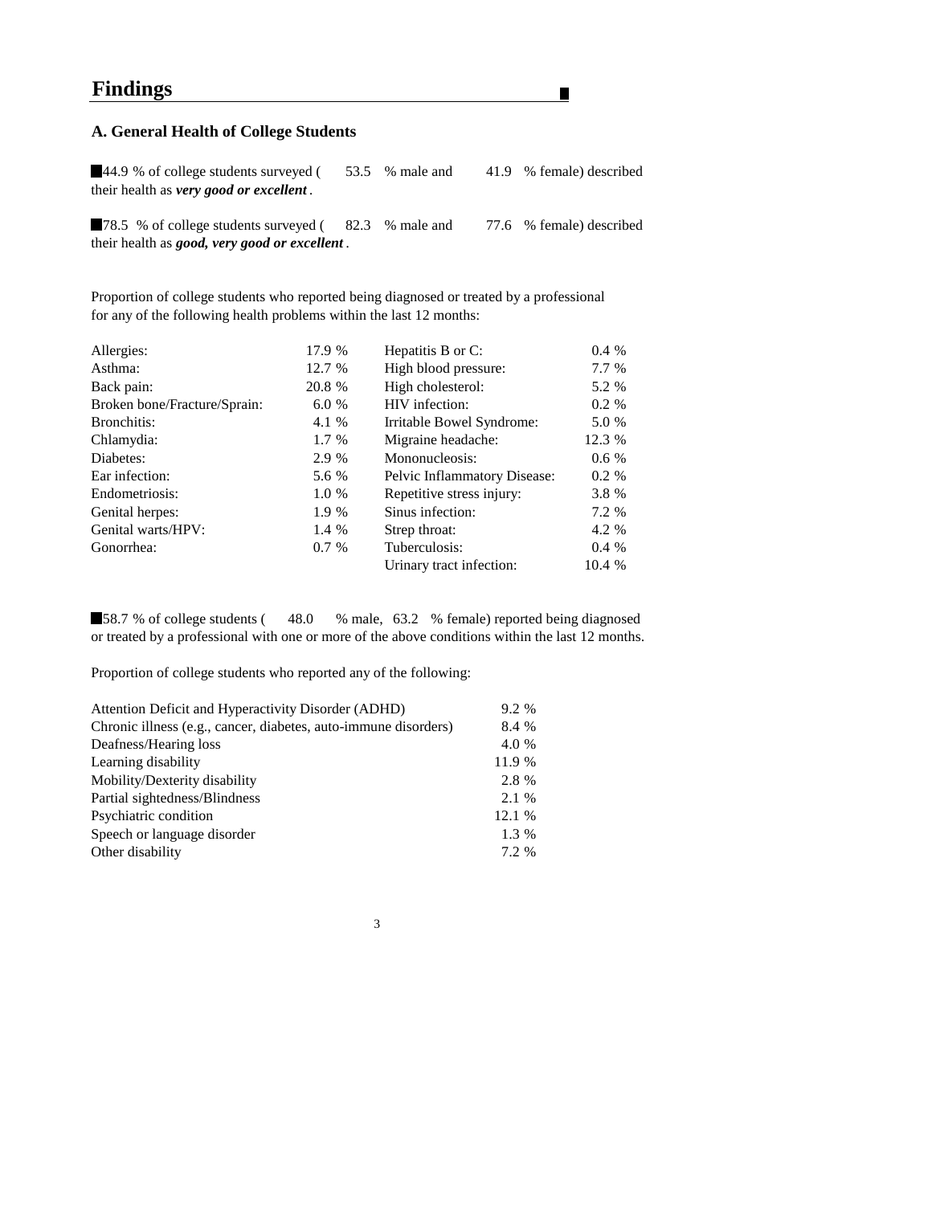# Findings

## A. General Health of College Students

- 44.9 % of college students surveyed ( 53.5 % male and 41.9 % female) described their health as ***very good or excellent*** .

- 78.5 % of college students surveyed ( 82.3 % male and 77.6 % female) described their health as ***good, very good or excellent*** .

Proportion of college students who reported being diagnosed or treated by a professional for any of the following health problems within the last 12 months:

| | | | |
|---|---|---|---|
| Allergies: | 17.9 % | Hepatitis B or C: | 0.4 % |
| Asthma: | 12.7 % | High blood pressure: | 7.7 % |
| Back pain: | 20.8 % | High cholesterol: | 5.2 % |
| Broken bone/Fracture/Sprain: | 6.0 % | HIV infection: | 0.2 % |
| Bronchitis: | 4.1 % | Irritable Bowel Syndrome: | 5.0 % |
| Chlamydia: | 1.7 % | Migraine headache: | 12.3 % |
| Diabetes: | 2.9 % | Mononucleosis: | 0.6 % |
| Ear infection: | 5.6 % | Pelvic Inflammatory Disease: | 0.2 % |
| Endometriosis: | 1.0 % | Repetitive stress injury: | 3.8 % |
| Genital herpes: | 1.9 % | Sinus infection: | 7.2 % |
| Genital warts/HPV: | 1.4 % | Strep throat: | 4.2 % |
| Gonorrhea: | 0.7 % | Tuberculosis: | 0.4 % |
| | | Urinary tract infection: | 10.4 % |

- 58.7 % of college students ( 48.0 % male, 63.2 % female) reported being diagnosed or treated by a professional with one or more of the above conditions within the last 12 months.

Proportion of college students who reported any of the following:

| | |
|---|---|
| Attention Deficit and Hyperactivity Disorder (ADHD) | 9.2 % |
| Chronic illness (e.g., cancer, diabetes, auto-immune disorders) | 8.4 % |
| Deafness/Hearing loss | 4.0 % |
| Learning disability | 11.9 % |
| Mobility/Dexterity disability | 2.8 % |
| Partial sightedness/Blindness | 2.1 % |
| Psychiatric condition | 12.1 % |
| Speech or language disorder | 1.3 % |
| Other disability | 7.2 % |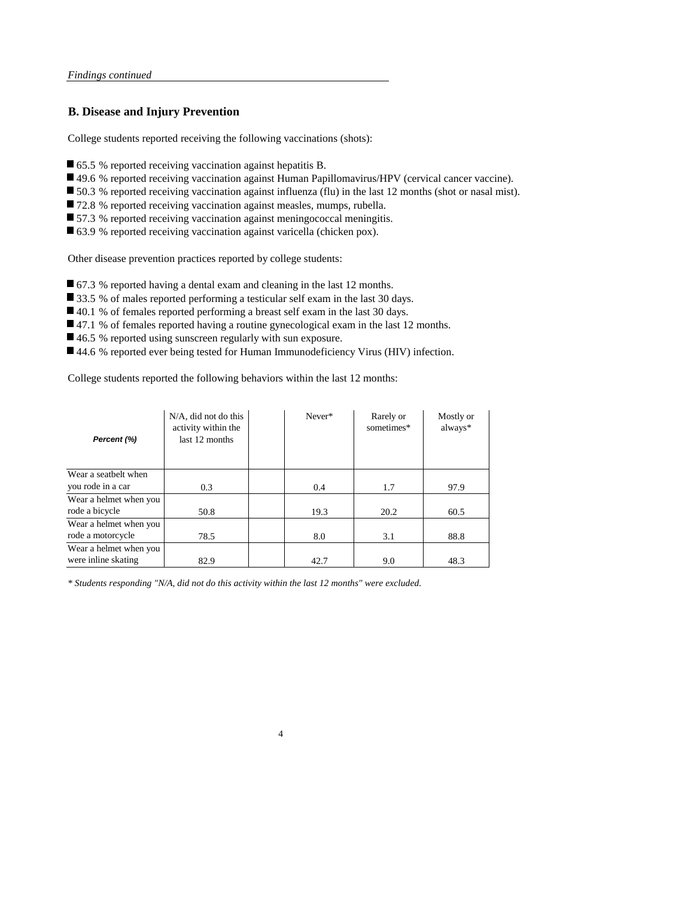*Findings continued*

## B. Disease and Injury Prevention

College students reported receiving the following vaccinations (shots):

- 65.5 % reported receiving vaccination against hepatitis B.
- 49.6 % reported receiving vaccination against Human Papillomavirus/HPV (cervical cancer vaccine).
- 50.3 % reported receiving vaccination against influenza (flu) in the last 12 months (shot or nasal mist).
- 72.8 % reported receiving vaccination against measles, mumps, rubella.
- 57.3 % reported receiving vaccination against meningococcal meningitis.
- 63.9 % reported receiving vaccination against varicella (chicken pox).

Other disease prevention practices reported by college students:

- 67.3 % reported having a dental exam and cleaning in the last 12 months.
- 33.5 % of males reported performing a testicular self exam in the last 30 days.
- 40.1 % of females reported performing a breast self exam in the last 30 days.
- 47.1 % of females reported having a routine gynecological exam in the last 12 months.
- 46.5 % reported using sunscreen regularly with sun exposure.
- 44.6 % reported ever being tested for Human Immunodeficiency Virus (HIV) infection.

College students reported the following behaviors within the last 12 months:

| *Percent (%)* | N/A, did not do this activity within the last 12 months | | Never* | Rarely or sometimes* | Mostly or always* |
|---|---|---|---|---|---|
| Wear a seatbelt when you rode in a car | 0.3 | | 0.4 | 1.7 | 97.9 |
| Wear a helmet when you rode a bicycle | 50.8 | | 19.3 | 20.2 | 60.5 |
| Wear a helmet when you rode a motorcycle | 78.5 | | 8.0 | 3.1 | 88.8 |
| Wear a helmet when you were inline skating | 82.9 | | 42.7 | 9.0 | 48.3 |

*\* Students responding "N/A, did not do this activity within the last 12 months" were excluded.*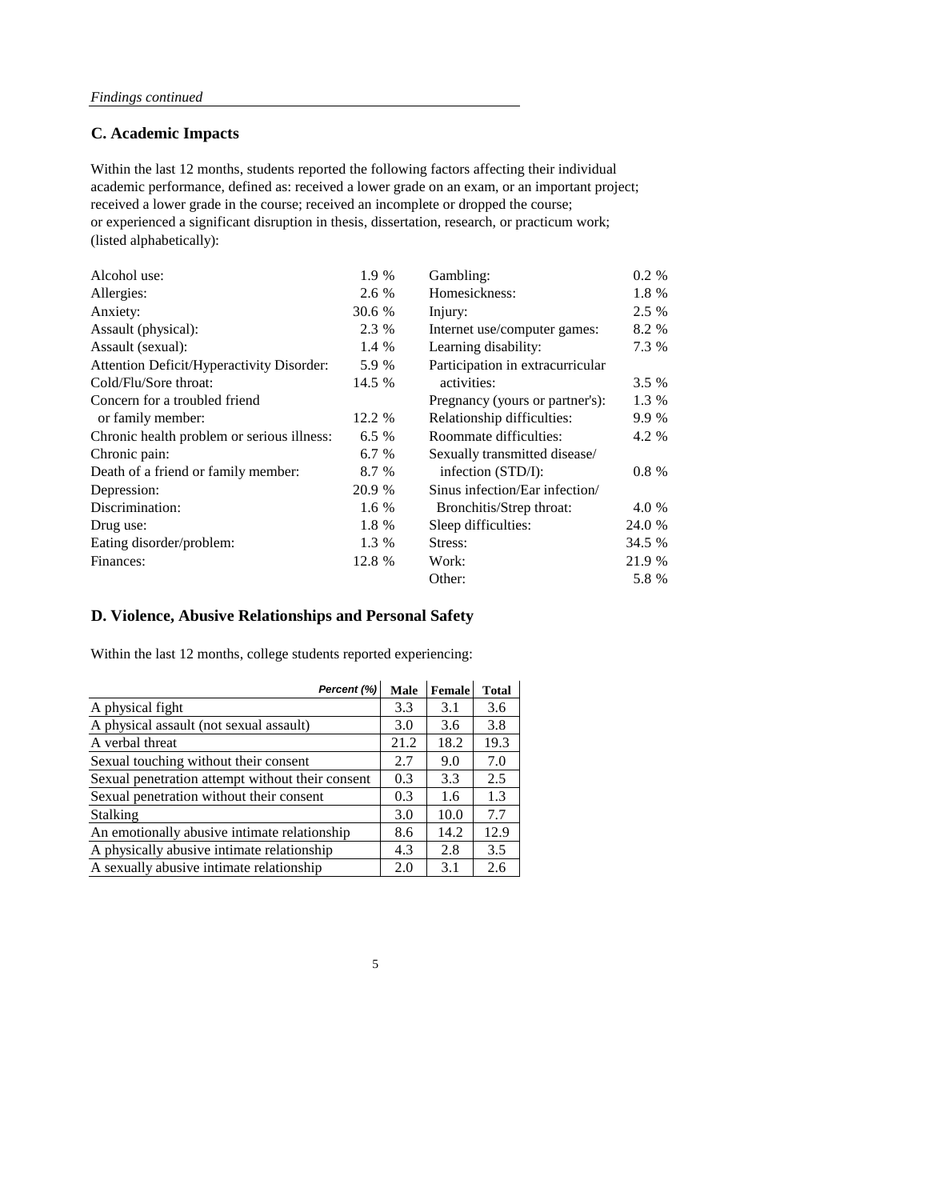*Findings continued*

## C. Academic Impacts

Within the last 12 months, students reported the following factors affecting their individual academic performance, defined as: received a lower grade on an exam, or an important project; received a lower grade in the course; received an incomplete or dropped the course; or experienced a significant disruption in thesis, dissertation, research, or practicum work; (listed alphabetically):

| | |
|---|---|
| Alcohol use: | 1.9 % |
| Allergies: | 2.6 % |
| Anxiety: | 30.6 % |
| Assault (physical): | 2.3 % |
| Assault (sexual): | 1.4 % |
| Attention Deficit/Hyperactivity Disorder: | 5.9 % |
| Cold/Flu/Sore throat: | 14.5 % |
| Concern for a troubled friend or family member: | 12.2 % |
| Chronic health problem or serious illness: | 6.5 % |
| Chronic pain: | 6.7 % |
| Death of a friend or family member: | 8.7 % |
| Depression: | 20.9 % |
| Discrimination: | 1.6 % |
| Drug use: | 1.8 % |
| Eating disorder/problem: | 1.3 % |
| Finances: | 12.8 % |
| Gambling: | 0.2 % |
| Homesickness: | 1.8 % |
| Injury: | 2.5 % |
| Internet use/computer games: | 8.2 % |
| Learning disability: | 7.3 % |
| Participation in extracurricular activities: | 3.5 % |
| Pregnancy (yours or partner's): | 1.3 % |
| Relationship difficulties: | 9.9 % |
| Roommate difficulties: | 4.2 % |
| Sexually transmitted disease/ infection (STD/I): | 0.8 % |
| Sinus infection/Ear infection/ Bronchitis/Strep throat: | 4.0 % |
| Sleep difficulties: | 24.0 % |
| Stress: | 34.5 % |
| Work: | 21.9 % |
| Other: | 5.8 % |

## D. Violence, Abusive Relationships and Personal Safety

Within the last 12 months, college students reported experiencing:

| *Percent (%)* | Male | Female | Total |
|---|---|---|---|
| A physical fight | 3.3 | 3.1 | 3.6 |
| A physical assault (not sexual assault) | 3.0 | 3.6 | 3.8 |
| A verbal threat | 21.2 | 18.2 | 19.3 |
| Sexual touching without their consent | 2.7 | 9.0 | 7.0 |
| Sexual penetration attempt without their consent | 0.3 | 3.3 | 2.5 |
| Sexual penetration without their consent | 0.3 | 1.6 | 1.3 |
| Stalking | 3.0 | 10.0 | 7.7 |
| An emotionally abusive intimate relationship | 8.6 | 14.2 | 12.9 |
| A physically abusive intimate relationship | 4.3 | 2.8 | 3.5 |
| A sexually abusive intimate relationship | 2.0 | 3.1 | 2.6 |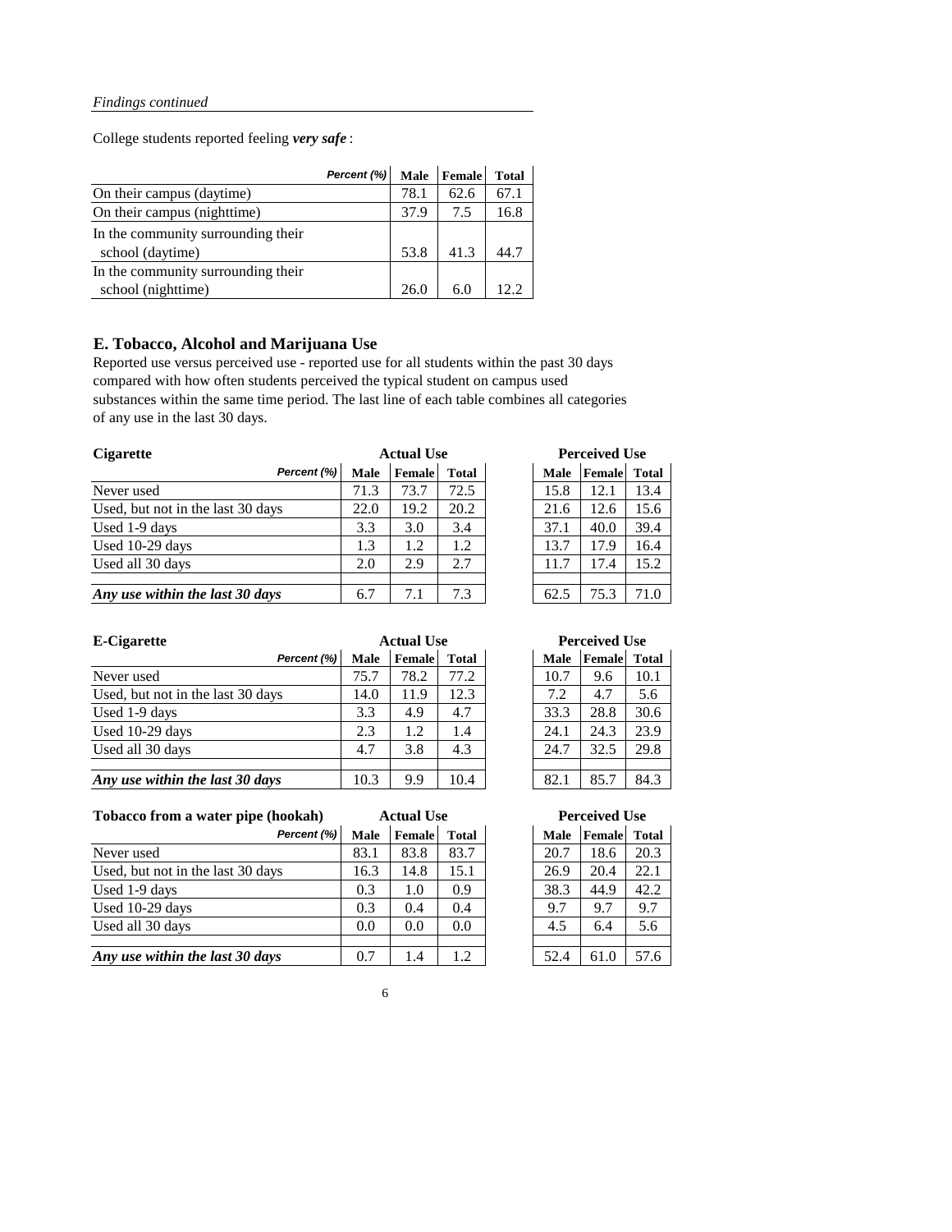*Findings continued*

College students reported feeling ***very safe*** :

| *Percent (%)* | Male | Female | Total |
|---|---|---|---|
| On their campus (daytime) | 78.1 | 62.6 | 67.1 |
| On their campus (nighttime) | 37.9 | 7.5 | 16.8 |
| In the community surrounding their school (daytime) | 53.8 | 41.3 | 44.7 |
| In the community surrounding their school (nighttime) | 26.0 | 6.0 | 12.2 |

## E. Tobacco, Alcohol and Marijuana Use

Reported use versus perceived use - reported use for all students within the past 30 days compared with how often students perceived the typical student on campus used substances within the same time period. The last line of each table combines all categories of any use in the last 30 days.

| **Cigarette** | Actual Use | | | Perceived Use | | |
|---|---|---|---|---|---|---|
| *Percent (%)* | Male | Female | Total | Male | Female | Total |
| Never used | 71.3 | 73.7 | 72.5 | 15.8 | 12.1 | 13.4 |
| Used, but not in the last 30 days | 22.0 | 19.2 | 20.2 | 21.6 | 12.6 | 15.6 |
| Used 1-9 days | 3.3 | 3.0 | 3.4 | 37.1 | 40.0 | 39.4 |
| Used 10-29 days | 1.3 | 1.2 | 1.2 | 13.7 | 17.9 | 16.4 |
| Used all 30 days | 2.0 | 2.9 | 2.7 | 11.7 | 17.4 | 15.2 |
| ***Any use within the last 30 days*** | 6.7 | 7.1 | 7.3 | 62.5 | 75.3 | 71.0 |

| **E-Cigarette** | Actual Use | | | Perceived Use | | |
|---|---|---|---|---|---|---|
| *Percent (%)* | Male | Female | Total | Male | Female | Total |
| Never used | 75.7 | 78.2 | 77.2 | 10.7 | 9.6 | 10.1 |
| Used, but not in the last 30 days | 14.0 | 11.9 | 12.3 | 7.2 | 4.7 | 5.6 |
| Used 1-9 days | 3.3 | 4.9 | 4.7 | 33.3 | 28.8 | 30.6 |
| Used 10-29 days | 2.3 | 1.2 | 1.4 | 24.1 | 24.3 | 23.9 |
| Used all 30 days | 4.7 | 3.8 | 4.3 | 24.7 | 32.5 | 29.8 |
| ***Any use within the last 30 days*** | 10.3 | 9.9 | 10.4 | 82.1 | 85.7 | 84.3 |

| **Tobacco from a water pipe (hookah)** | Actual Use | | | Perceived Use | | |
|---|---|---|---|---|---|---|
| *Percent (%)* | Male | Female | Total | Male | Female | Total |
| Never used | 83.1 | 83.8 | 83.7 | 20.7 | 18.6 | 20.3 |
| Used, but not in the last 30 days | 16.3 | 14.8 | 15.1 | 26.9 | 20.4 | 22.1 |
| Used 1-9 days | 0.3 | 1.0 | 0.9 | 38.3 | 44.9 | 42.2 |
| Used 10-29 days | 0.3 | 0.4 | 0.4 | 9.7 | 9.7 | 9.7 |
| Used all 30 days | 0.0 | 0.0 | 0.0 | 4.5 | 6.4 | 5.6 |
| ***Any use within the last 30 days*** | 0.7 | 1.4 | 1.2 | 52.4 | 61.0 | 57.6 |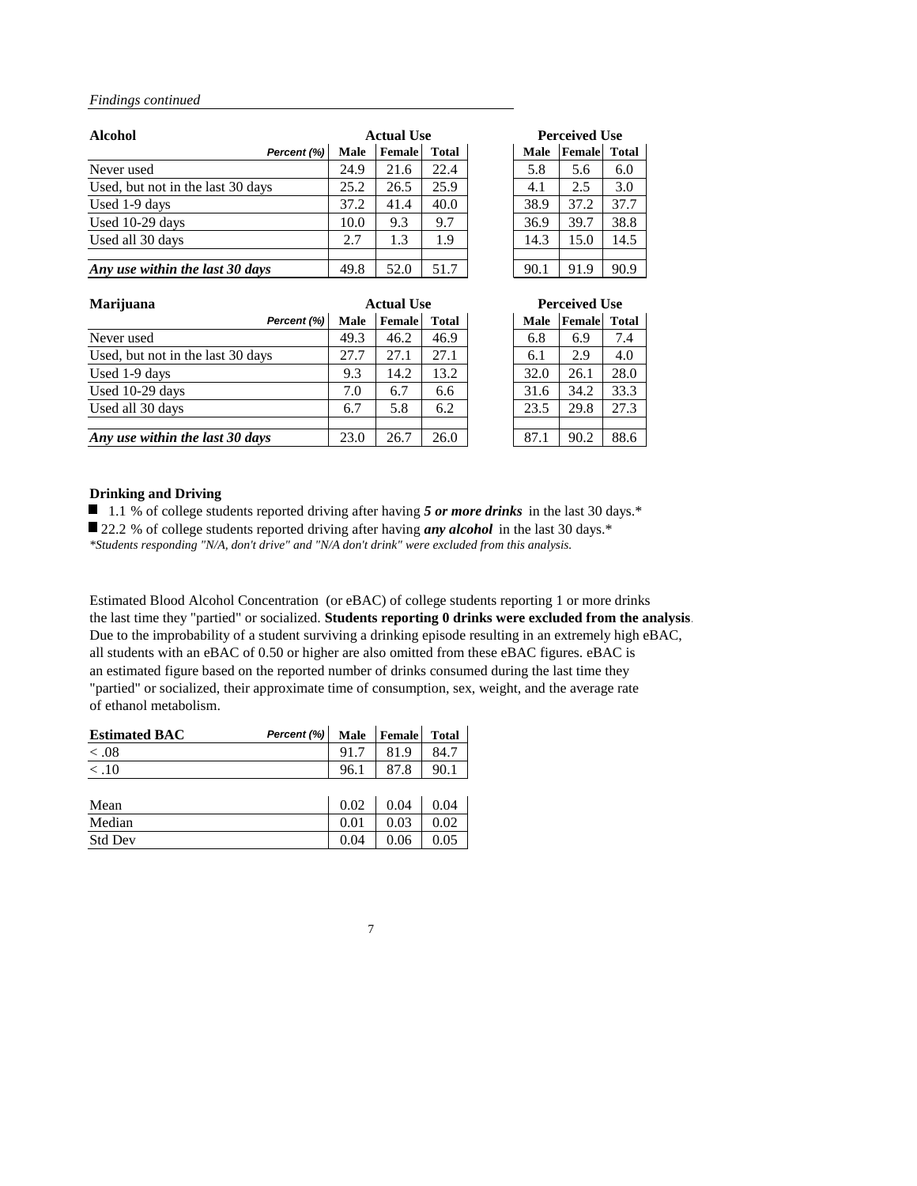*Findings continued*

| Alcohol | Actual Use | | | Perceived Use | | |
|---|---|---|---|---|---|---|
| *Percent (%)* | Male | Female | Total | Male | Female | Total |
| Never used | 24.9 | 21.6 | 22.4 | 5.8 | 5.6 | 6.0 |
| Used, but not in the last 30 days | 25.2 | 26.5 | 25.9 | 4.1 | 2.5 | 3.0 |
| Used 1-9 days | 37.2 | 41.4 | 40.0 | 38.9 | 37.2 | 37.7 |
| Used 10-29 days | 10.0 | 9.3 | 9.7 | 36.9 | 39.7 | 38.8 |
| Used all 30 days | 2.7 | 1.3 | 1.9 | 14.3 | 15.0 | 14.5 |
| ***Any use within the last 30 days*** | 49.8 | 52.0 | 51.7 | 90.1 | 91.9 | 90.9 |

| Marijuana | Actual Use | | | Perceived Use | | |
|---|---|---|---|---|---|---|
| *Percent (%)* | Male | Female | Total | Male | Female | Total |
| Never used | 49.3 | 46.2 | 46.9 | 6.8 | 6.9 | 7.4 |
| Used, but not in the last 30 days | 27.7 | 27.1 | 27.1 | 6.1 | 2.9 | 4.0 |
| Used 1-9 days | 9.3 | 14.2 | 13.2 | 32.0 | 26.1 | 28.0 |
| Used 10-29 days | 7.0 | 6.7 | 6.6 | 31.6 | 34.2 | 33.3 |
| Used all 30 days | 6.7 | 5.8 | 6.2 | 23.5 | 29.8 | 27.3 |
| ***Any use within the last 30 days*** | 23.0 | 26.7 | 26.0 | 87.1 | 90.2 | 88.6 |

**Drinking and Driving**

- 1.1 % of college students reported driving after having ***5 or more drinks*** in the last 30 days.*
- 22.2 % of college students reported driving after having ***any alcohol*** in the last 30 days.*

**Students responding "N/A, don't drive" and "N/A don't drink" were excluded from this analysis.*

Estimated Blood Alcohol Concentration (or eBAC) of college students reporting 1 or more drinks the last time they "partied" or socialized. **Students reporting 0 drinks were excluded from the analysis**. Due to the improbability of a student surviving a drinking episode resulting in an extremely high eBAC, all students with an eBAC of 0.50 or higher are also omitted from these eBAC figures. eBAC is an estimated figure based on the reported number of drinks consumed during the last time they "partied" or socialized, their approximate time of consumption, sex, weight, and the average rate of ethanol metabolism.

| Estimated BAC *Percent (%)* | Male | Female | Total |
|---|---|---|---|
| < .08 | 91.7 | 81.9 | 84.7 |
| < .10 | 96.1 | 87.8 | 90.1 |
| | | | |
| Mean | 0.02 | 0.04 | 0.04 |
| Median | 0.01 | 0.03 | 0.02 |
| Std Dev | 0.04 | 0.06 | 0.05 |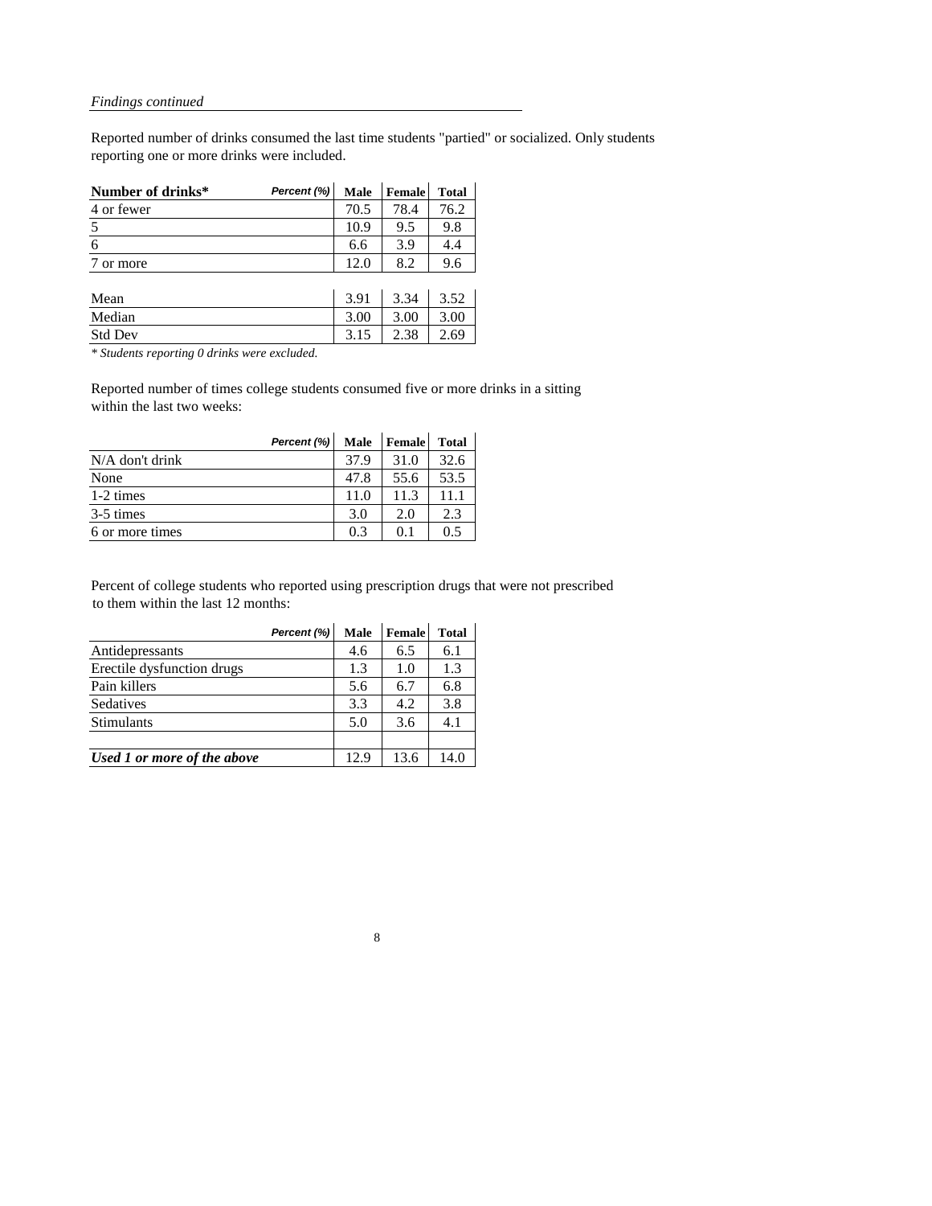*Findings continued*

Reported number of drinks consumed the last time students "partied" or socialized. Only students reporting one or more drinks were included.

| **Number of drinks*** *Percent (%)* | **Male** | **Female** | **Total** |
|---|---|---|---|
| 4 or fewer | 70.5 | 78.4 | 76.2 |
| 5 | 10.9 | 9.5 | 9.8 |
| 6 | 6.6 | 3.9 | 4.4 |
| 7 or more | 12.0 | 8.2 | 9.6 |
| | | | |
| Mean | 3.91 | 3.34 | 3.52 |
| Median | 3.00 | 3.00 | 3.00 |
| Std Dev | 3.15 | 2.38 | 2.69 |

*\* Students reporting 0 drinks were excluded.*

Reported number of times college students consumed five or more drinks in a sitting within the last two weeks:

| *Percent (%)* | **Male** | **Female** | **Total** |
|---|---|---|---|
| N/A don't drink | 37.9 | 31.0 | 32.6 |
| None | 47.8 | 55.6 | 53.5 |
| 1-2 times | 11.0 | 11.3 | 11.1 |
| 3-5 times | 3.0 | 2.0 | 2.3 |
| 6 or more times | 0.3 | 0.1 | 0.5 |

Percent of college students who reported using prescription drugs that were not prescribed to them within the last 12 months:

| *Percent (%)* | **Male** | **Female** | **Total** |
|---|---|---|---|
| Antidepressants | 4.6 | 6.5 | 6.1 |
| Erectile dysfunction drugs | 1.3 | 1.0 | 1.3 |
| Pain killers | 5.6 | 6.7 | 6.8 |
| Sedatives | 3.3 | 4.2 | 3.8 |
| Stimulants | 5.0 | 3.6 | 4.1 |
| | | | |
| ***Used 1 or more of the above*** | 12.9 | 13.6 | 14.0 |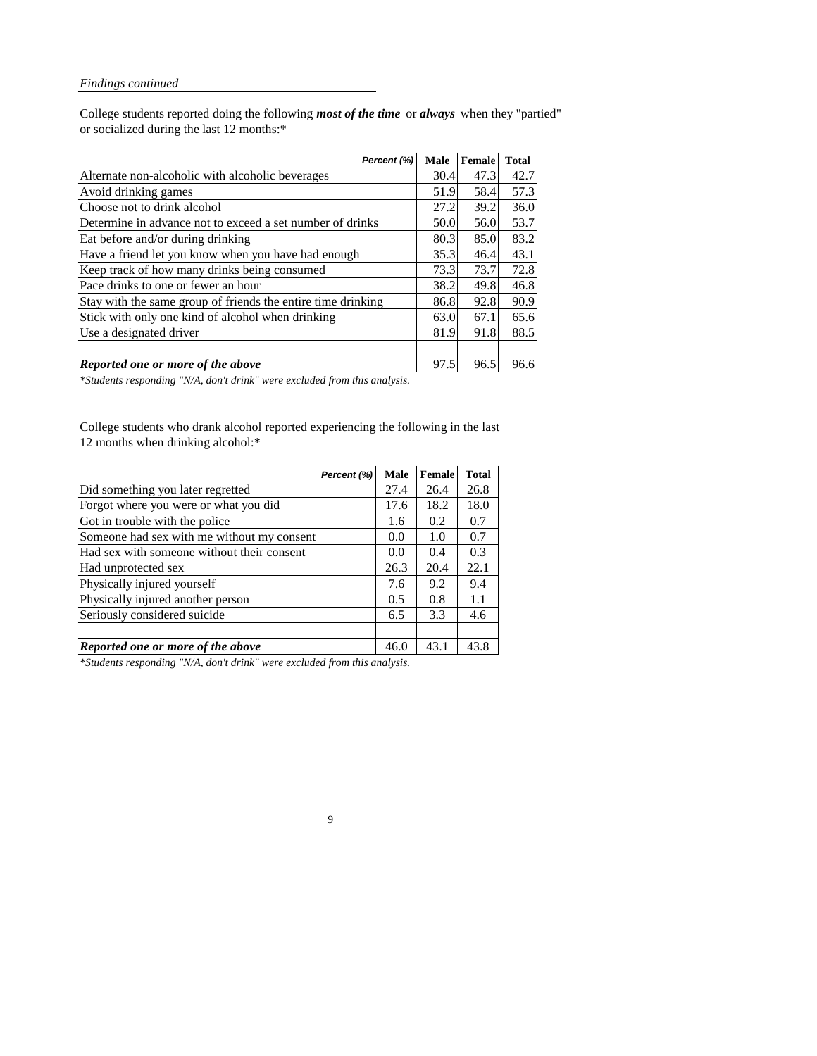*Findings continued*

College students reported doing the following ***most of the time*** or ***always*** when they "partied" or socialized during the last 12 months:*

| *Percent (%)* | Male | Female | Total |
|---|---|---|---|
| Alternate non-alcoholic with alcoholic beverages | 30.4 | 47.3 | 42.7 |
| Avoid drinking games | 51.9 | 58.4 | 57.3 |
| Choose not to drink alcohol | 27.2 | 39.2 | 36.0 |
| Determine in advance not to exceed a set number of drinks | 50.0 | 56.0 | 53.7 |
| Eat before and/or during drinking | 80.3 | 85.0 | 83.2 |
| Have a friend let you know when you have had enough | 35.3 | 46.4 | 43.1 |
| Keep track of how many drinks being consumed | 73.3 | 73.7 | 72.8 |
| Pace drinks to one or fewer an hour | 38.2 | 49.8 | 46.8 |
| Stay with the same group of friends the entire time drinking | 86.8 | 92.8 | 90.9 |
| Stick with only one kind of alcohol when drinking | 63.0 | 67.1 | 65.6 |
| Use a designated driver | 81.9 | 91.8 | 88.5 |
| | | | |
| ***Reported one or more of the above*** | 97.5 | 96.5 | 96.6 |

**\*Students responding "N/A, don't drink" were excluded from this analysis.*

College students who drank alcohol reported experiencing the following in the last 12 months when drinking alcohol:*

| *Percent (%)* | Male | Female | Total |
|---|---|---|---|
| Did something you later regretted | 27.4 | 26.4 | 26.8 |
| Forgot where you were or what you did | 17.6 | 18.2 | 18.0 |
| Got in trouble with the police | 1.6 | 0.2 | 0.7 |
| Someone had sex with me without my consent | 0.0 | 1.0 | 0.7 |
| Had sex with someone without their consent | 0.0 | 0.4 | 0.3 |
| Had unprotected sex | 26.3 | 20.4 | 22.1 |
| Physically injured yourself | 7.6 | 9.2 | 9.4 |
| Physically injured another person | 0.5 | 0.8 | 1.1 |
| Seriously considered suicide | 6.5 | 3.3 | 4.6 |
| | | | |
| ***Reported one or more of the above*** | 46.0 | 43.1 | 43.8 |

**\*Students responding "N/A, don't drink" were excluded from this analysis.*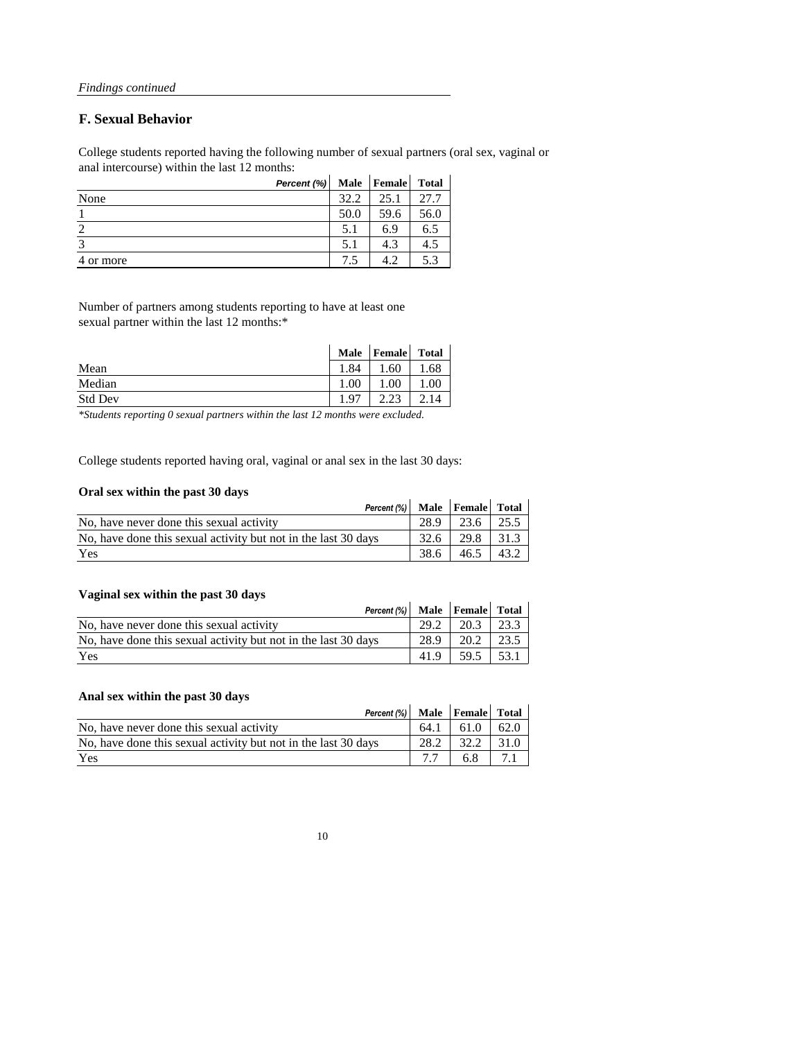*Findings continued*

## F. Sexual Behavior

College students reported having the following number of sexual partners (oral sex, vaginal or anal intercourse) within the last 12 months:

| *Percent (%)* | Male | Female | Total |
|---|---|---|---|
| None | 32.2 | 25.1 | 27.7 |
| 1 | 50.0 | 59.6 | 56.0 |
| 2 | 5.1 | 6.9 | 6.5 |
| 3 | 5.1 | 4.3 | 4.5 |
| 4 or more | 7.5 | 4.2 | 5.3 |

Number of partners among students reporting to have at least one sexual partner within the last 12 months:*

| | Male | Female | Total |
|---|---|---|---|
| Mean | 1.84 | 1.60 | 1.68 |
| Median | 1.00 | 1.00 | 1.00 |
| Std Dev | 1.97 | 2.23 | 2.14 |

*\*Students reporting 0 sexual partners within the last 12 months were excluded.*

College students reported having oral, vaginal or anal sex in the last 30 days:

**Oral sex within the past 30 days**

| *Percent (%)* | Male | Female | Total |
|---|---|---|---|
| No, have never done this sexual activity | 28.9 | 23.6 | 25.5 |
| No, have done this sexual activity but not in the last 30 days | 32.6 | 29.8 | 31.3 |
| Yes | 38.6 | 46.5 | 43.2 |

**Vaginal sex within the past 30 days**

| *Percent (%)* | Male | Female | Total |
|---|---|---|---|
| No, have never done this sexual activity | 29.2 | 20.3 | 23.3 |
| No, have done this sexual activity but not in the last 30 days | 28.9 | 20.2 | 23.5 |
| Yes | 41.9 | 59.5 | 53.1 |

**Anal sex within the past 30 days**

| *Percent (%)* | Male | Female | Total |
|---|---|---|---|
| No, have never done this sexual activity | 64.1 | 61.0 | 62.0 |
| No, have done this sexual activity but not in the last 30 days | 28.2 | 32.2 | 31.0 |
| Yes | 7.7 | 6.8 | 7.1 |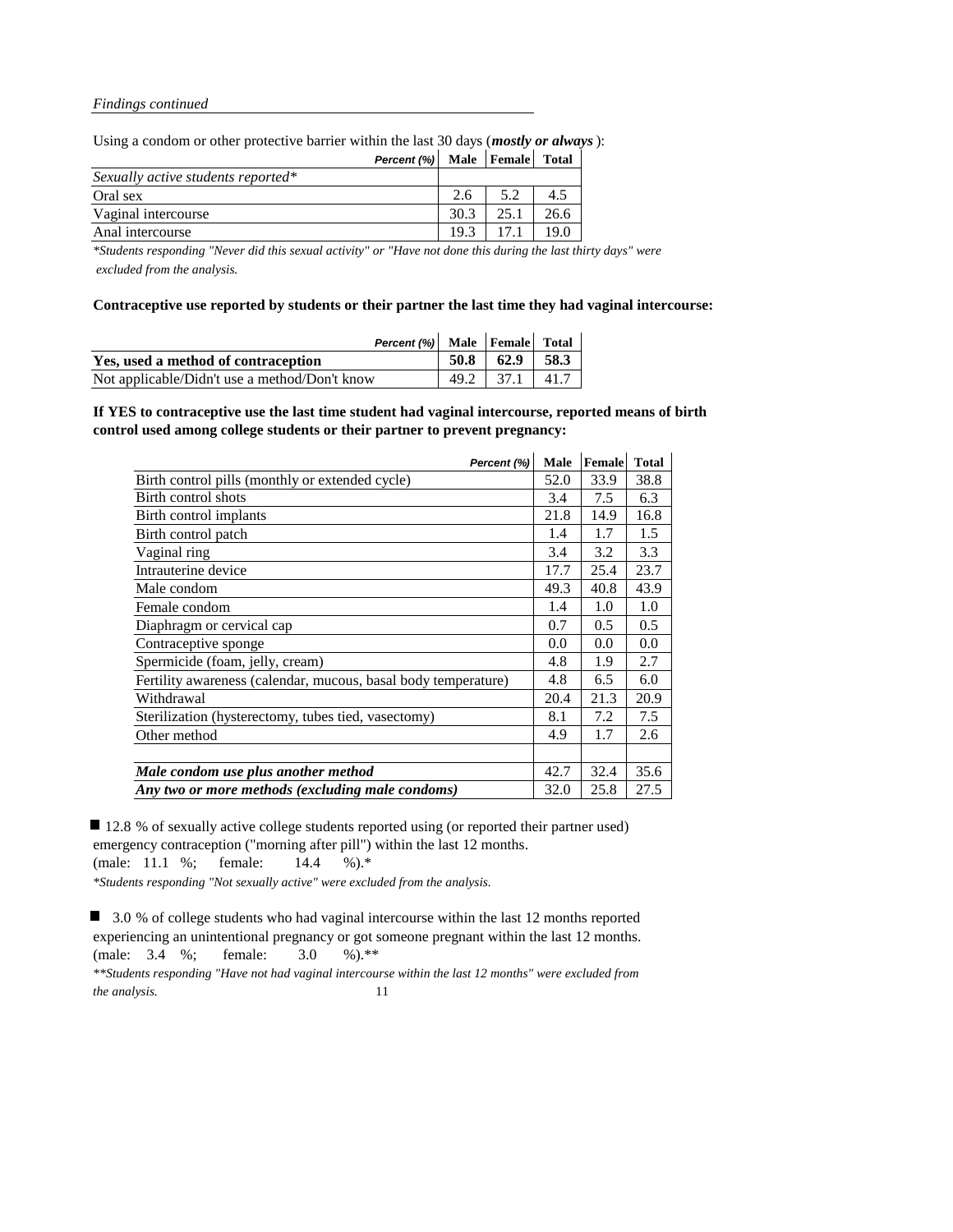*Findings continued*

Using a condom or other protective barrier within the last 30 days (***mostly or always***):

| *Percent (%)* | Male | Female | Total |
|---|---|---|---|
| *Sexually active students reported\** | | | |
| Oral sex | 2.6 | 5.2 | 4.5 |
| Vaginal intercourse | 30.3 | 25.1 | 26.6 |
| Anal intercourse | 19.3 | 17.1 | 19.0 |

*\*Students responding "Never did this sexual activity" or "Have not done this during the last thirty days" were excluded from the analysis.*

**Contraceptive use reported by students or their partner the last time they had vaginal intercourse:**

| *Percent (%)* | Male | Female | Total |
|---|---|---|---|
| **Yes, used a method of contraception** | **50.8** | **62.9** | **58.3** |
| Not applicable/Didn't use a method/Don't know | 49.2 | 37.1 | 41.7 |

**If YES to contraceptive use the last time student had vaginal intercourse, reported means of birth control used among college students or their partner to prevent pregnancy:**

| *Percent (%)* | Male | Female | Total |
|---|---|---|---|
| Birth control pills (monthly or extended cycle) | 52.0 | 33.9 | 38.8 |
| Birth control shots | 3.4 | 7.5 | 6.3 |
| Birth control implants | 21.8 | 14.9 | 16.8 |
| Birth control patch | 1.4 | 1.7 | 1.5 |
| Vaginal ring | 3.4 | 3.2 | 3.3 |
| Intrauterine device | 17.7 | 25.4 | 23.7 |
| Male condom | 49.3 | 40.8 | 43.9 |
| Female condom | 1.4 | 1.0 | 1.0 |
| Diaphragm or cervical cap | 0.7 | 0.5 | 0.5 |
| Contraceptive sponge | 0.0 | 0.0 | 0.0 |
| Spermicide (foam, jelly, cream) | 4.8 | 1.9 | 2.7 |
| Fertility awareness (calendar, mucous, basal body temperature) | 4.8 | 6.5 | 6.0 |
| Withdrawal | 20.4 | 21.3 | 20.9 |
| Sterilization (hysterectomy, tubes tied, vasectomy) | 8.1 | 7.2 | 7.5 |
| Other method | 4.9 | 1.7 | 2.6 |
| | | | |
| ***Male condom use plus another method*** | 42.7 | 32.4 | 35.6 |
| ***Any two or more methods (excluding male condoms)*** | 32.0 | 25.8 | 27.5 |

- 12.8 % of sexually active college students reported using (or reported their partner used) emergency contraception ("morning after pill") within the last 12 months.
(male: 11.1 %; female: 14.4 %).*

*\*Students responding "Not sexually active" were excluded from the analysis.*

- 3.0 % of college students who had vaginal intercourse within the last 12 months reported experiencing an unintentional pregnancy or got someone pregnant within the last 12 months.
(male: 3.4 %; female: 3.0 %).**

*\*\*Students responding "Have not had vaginal intercourse within the last 12 months" were excluded from the analysis.*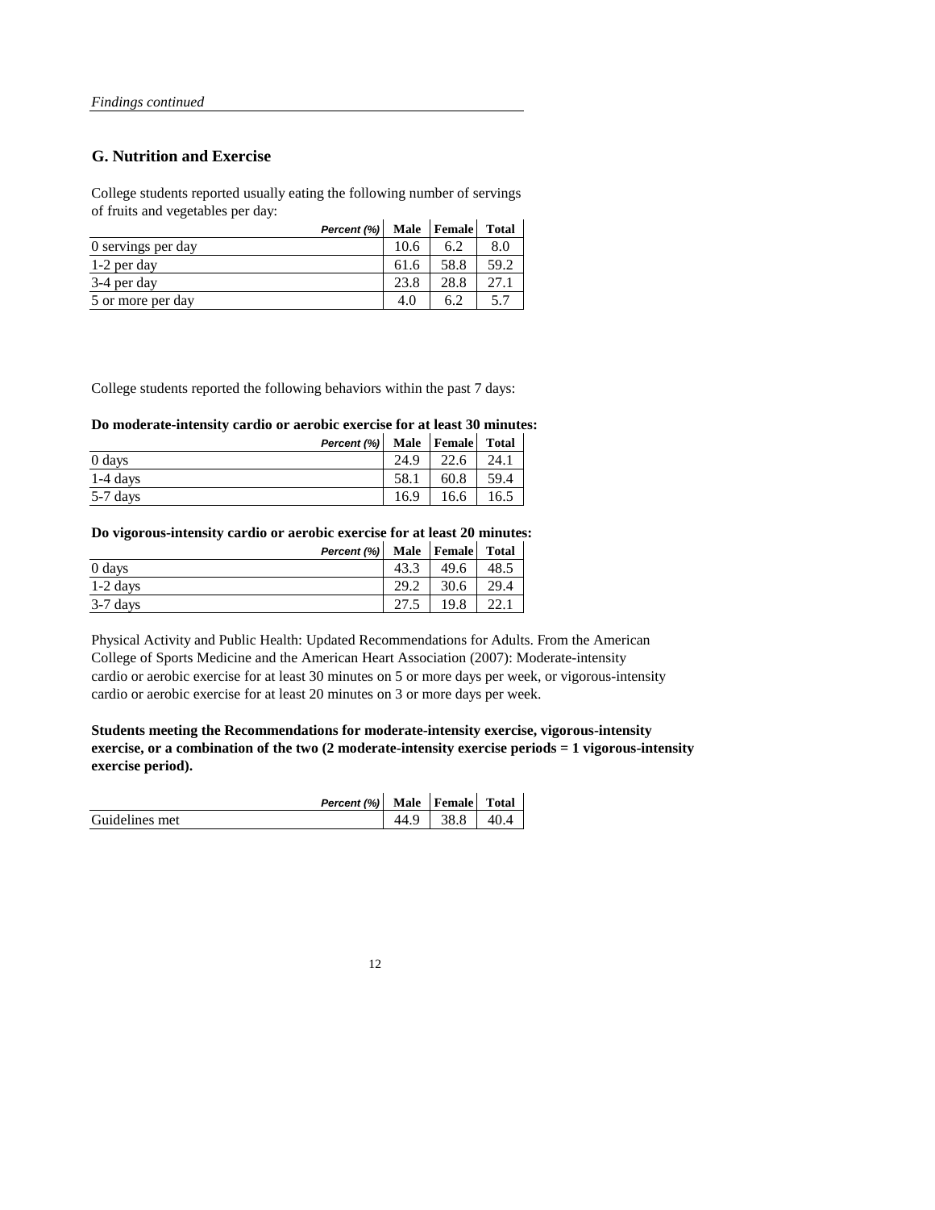*Findings continued*

## G. Nutrition and Exercise

College students reported usually eating the following number of servings of fruits and vegetables per day:

| *Percent (%)* | Male | Female | Total |
|---|---|---|---|
| 0 servings per day | 10.6 | 6.2 | 8.0 |
| 1-2 per day | 61.6 | 58.8 | 59.2 |
| 3-4 per day | 23.8 | 28.8 | 27.1 |
| 5 or more per day | 4.0 | 6.2 | 5.7 |

College students reported the following behaviors within the past 7 days:

**Do moderate-intensity cardio or aerobic exercise for at least 30 minutes:**

| *Percent (%)* | Male | Female | Total |
|---|---|---|---|
| 0 days | 24.9 | 22.6 | 24.1 |
| 1-4 days | 58.1 | 60.8 | 59.4 |
| 5-7 days | 16.9 | 16.6 | 16.5 |

**Do vigorous-intensity cardio or aerobic exercise for at least 20 minutes:**

| *Percent (%)* | Male | Female | Total |
|---|---|---|---|
| 0 days | 43.3 | 49.6 | 48.5 |
| 1-2 days | 29.2 | 30.6 | 29.4 |
| 3-7 days | 27.5 | 19.8 | 22.1 |

Physical Activity and Public Health: Updated Recommendations for Adults. From the American College of Sports Medicine and the American Heart Association (2007): Moderate-intensity cardio or aerobic exercise for at least 30 minutes on 5 or more days per week, or vigorous-intensity cardio or aerobic exercise for at least 20 minutes on 3 or more days per week.

**Students meeting the Recommendations for moderate-intensity exercise, vigorous-intensity exercise, or a combination of the two (2 moderate-intensity exercise periods = 1 vigorous-intensity exercise period).**

| *Percent (%)* | Male | Female | Total |
|---|---|---|---|
| Guidelines met | 44.9 | 38.8 | 40.4 |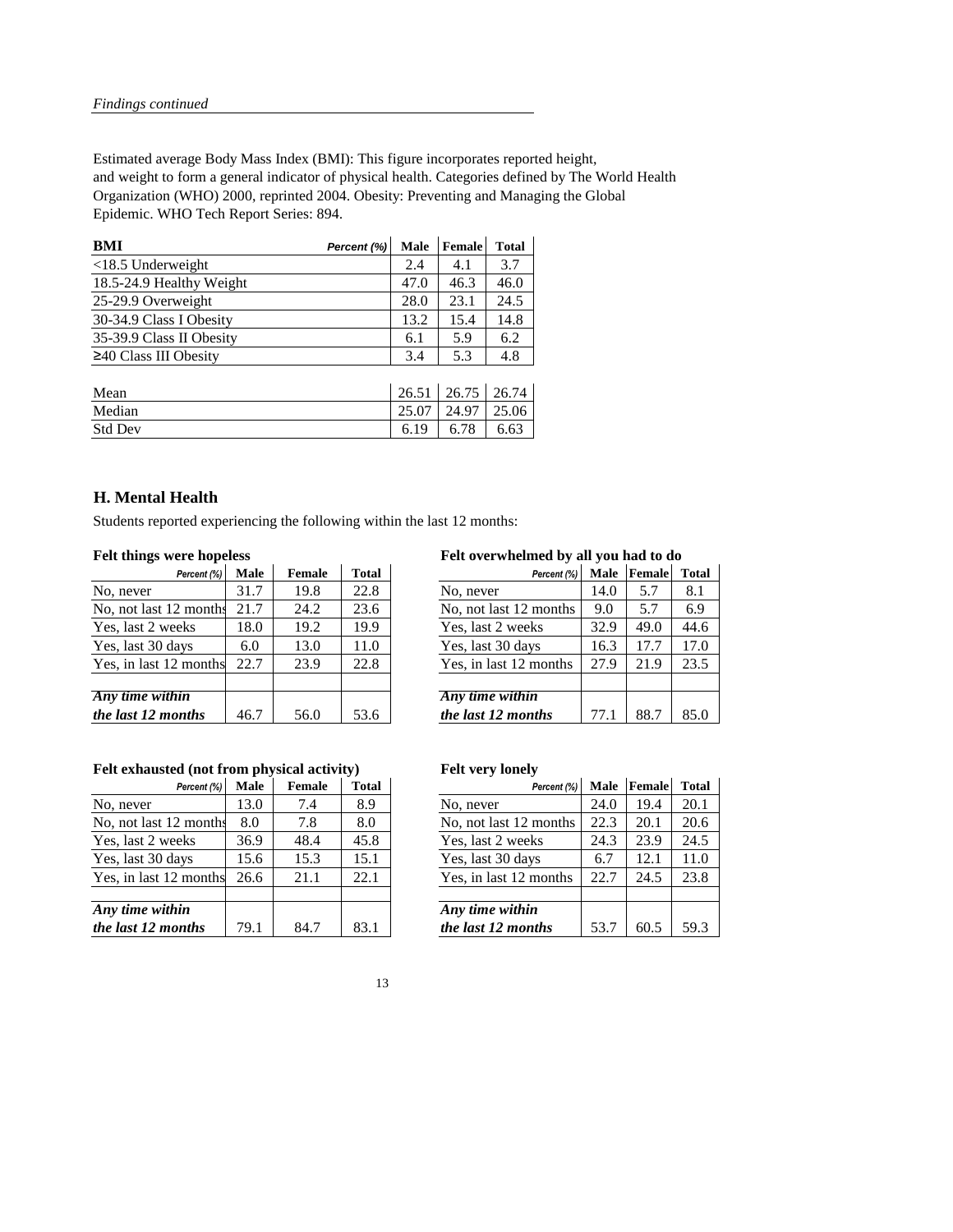*Findings continued*

Estimated average Body Mass Index (BMI): This figure incorporates reported height, and weight to form a general indicator of physical health. Categories defined by The World Health Organization (WHO) 2000, reprinted 2004. Obesity: Preventing and Managing the Global Epidemic. WHO Tech Report Series: 894.

| BMI *Percent (%)* | Male | Female | Total |
|---|---|---|---|
| <18.5 Underweight | 2.4 | 4.1 | 3.7 |
| 18.5-24.9 Healthy Weight | 47.0 | 46.3 | 46.0 |
| 25-29.9 Overweight | 28.0 | 23.1 | 24.5 |
| 30-34.9 Class I Obesity | 13.2 | 15.4 | 14.8 |
| 35-39.9 Class II Obesity | 6.1 | 5.9 | 6.2 |
| ≥40 Class III Obesity | 3.4 | 5.3 | 4.8 |
| | | | |
| Mean | 26.51 | 26.75 | 26.74 |
| Median | 25.07 | 24.97 | 25.06 |
| Std Dev | 6.19 | 6.78 | 6.63 |

## H. Mental Health

Students reported experiencing the following within the last 12 months:

**Felt things were hopeless**

| *Percent (%)* | Male | Female | Total |
|---|---|---|---|
| No, never | 31.7 | 19.8 | 22.8 |
| No, not last 12 months | 21.7 | 24.2 | 23.6 |
| Yes, last 2 weeks | 18.0 | 19.2 | 19.9 |
| Yes, last 30 days | 6.0 | 13.0 | 11.0 |
| Yes, in last 12 months | 22.7 | 23.9 | 22.8 |
| | | | |
| ***Any time within the last 12 months*** | 46.7 | 56.0 | 53.6 |

**Felt overwhelmed by all you had to do**

| *Percent (%)* | Male | Female | Total |
|---|---|---|---|
| No, never | 14.0 | 5.7 | 8.1 |
| No, not last 12 months | 9.0 | 5.7 | 6.9 |
| Yes, last 2 weeks | 32.9 | 49.0 | 44.6 |
| Yes, last 30 days | 16.3 | 17.7 | 17.0 |
| Yes, in last 12 months | 27.9 | 21.9 | 23.5 |
| | | | |
| ***Any time within the last 12 months*** | 77.1 | 88.7 | 85.0 |

**Felt exhausted (not from physical activity)**

| *Percent (%)* | Male | Female | Total |
|---|---|---|---|
| No, never | 13.0 | 7.4 | 8.9 |
| No, not last 12 months | 8.0 | 7.8 | 8.0 |
| Yes, last 2 weeks | 36.9 | 48.4 | 45.8 |
| Yes, last 30 days | 15.6 | 15.3 | 15.1 |
| Yes, in last 12 months | 26.6 | 21.1 | 22.1 |
| | | | |
| ***Any time within the last 12 months*** | 79.1 | 84.7 | 83.1 |

**Felt very lonely**

| *Percent (%)* | Male | Female | Total |
|---|---|---|---|
| No, never | 24.0 | 19.4 | 20.1 |
| No, not last 12 months | 22.3 | 20.1 | 20.6 |
| Yes, last 2 weeks | 24.3 | 23.9 | 24.5 |
| Yes, last 30 days | 6.7 | 12.1 | 11.0 |
| Yes, in last 12 months | 22.7 | 24.5 | 23.8 |
| | | | |
| ***Any time within the last 12 months*** | 53.7 | 60.5 | 59.3 |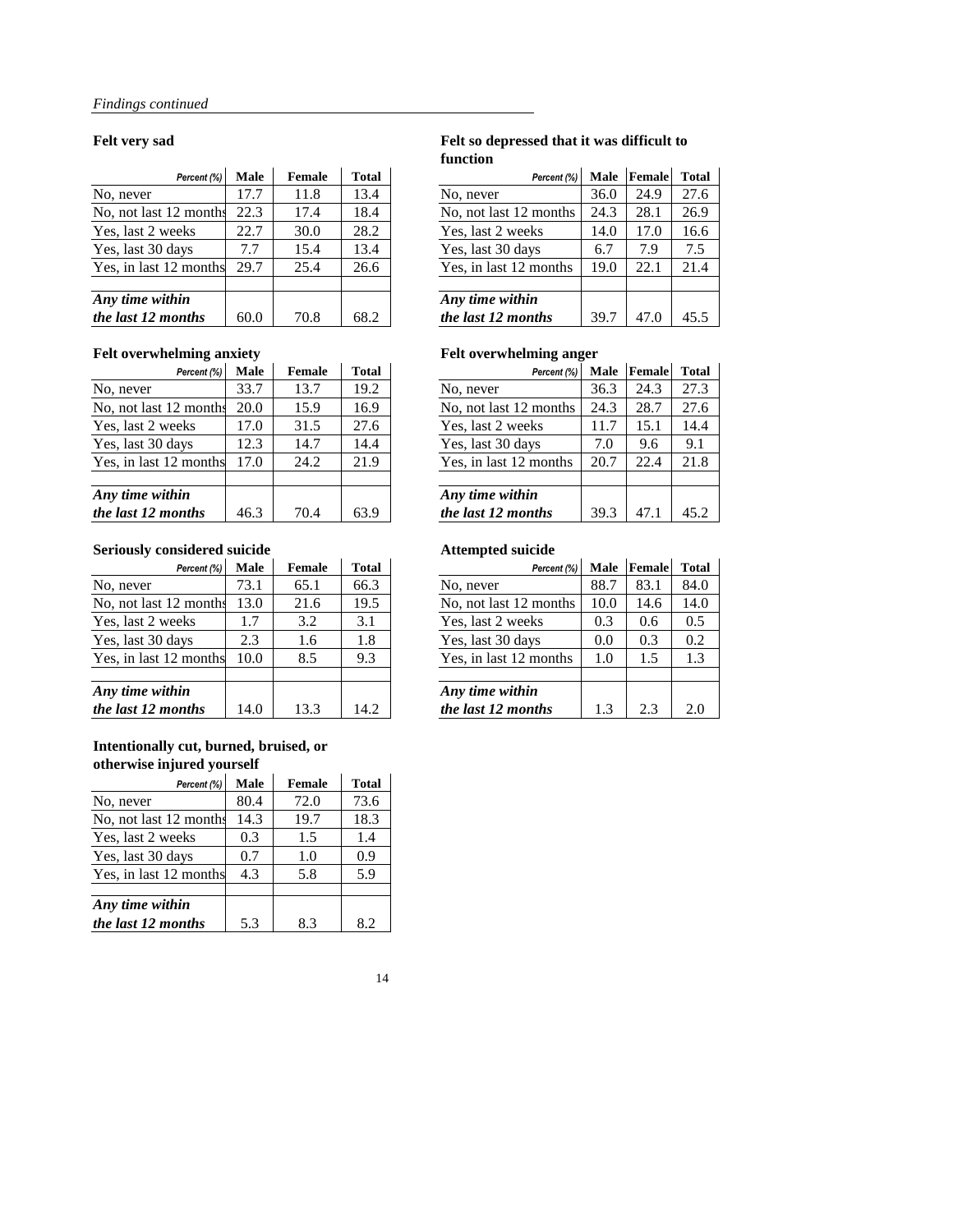*Findings continued*

### Felt very sad

| Percent (%) | Male | Female | Total |
|---|---|---|---|
| No, never | 17.7 | 11.8 | 13.4 |
| No, not last 12 months | 22.3 | 17.4 | 18.4 |
| Yes, last 2 weeks | 22.7 | 30.0 | 28.2 |
| Yes, last 30 days | 7.7 | 15.4 | 13.4 |
| Yes, in last 12 months | 29.7 | 25.4 | 26.6 |
| ***Any time within the last 12 months*** | 60.0 | 70.8 | 68.2 |

### Felt so depressed that it was difficult to function

| Percent (%) | Male | Female | Total |
|---|---|---|---|
| No, never | 36.0 | 24.9 | 27.6 |
| No, not last 12 months | 24.3 | 28.1 | 26.9 |
| Yes, last 2 weeks | 14.0 | 17.0 | 16.6 |
| Yes, last 30 days | 6.7 | 7.9 | 7.5 |
| Yes, in last 12 months | 19.0 | 22.1 | 21.4 |
| ***Any time within the last 12 months*** | 39.7 | 47.0 | 45.5 |

### Felt overwhelming anxiety

| Percent (%) | Male | Female | Total |
|---|---|---|---|
| No, never | 33.7 | 13.7 | 19.2 |
| No, not last 12 months | 20.0 | 15.9 | 16.9 |
| Yes, last 2 weeks | 17.0 | 31.5 | 27.6 |
| Yes, last 30 days | 12.3 | 14.7 | 14.4 |
| Yes, in last 12 months | 17.0 | 24.2 | 21.9 |
| ***Any time within the last 12 months*** | 46.3 | 70.4 | 63.9 |

### Felt overwhelming anger

| Percent (%) | Male | Female | Total |
|---|---|---|---|
| No, never | 36.3 | 24.3 | 27.3 |
| No, not last 12 months | 24.3 | 28.7 | 27.6 |
| Yes, last 2 weeks | 11.7 | 15.1 | 14.4 |
| Yes, last 30 days | 7.0 | 9.6 | 9.1 |
| Yes, in last 12 months | 20.7 | 22.4 | 21.8 |
| ***Any time within the last 12 months*** | 39.3 | 47.1 | 45.2 |

### Seriously considered suicide

| Percent (%) | Male | Female | Total |
|---|---|---|---|
| No, never | 73.1 | 65.1 | 66.3 |
| No, not last 12 months | 13.0 | 21.6 | 19.5 |
| Yes, last 2 weeks | 1.7 | 3.2 | 3.1 |
| Yes, last 30 days | 2.3 | 1.6 | 1.8 |
| Yes, in last 12 months | 10.0 | 8.5 | 9.3 |
| ***Any time within the last 12 months*** | 14.0 | 13.3 | 14.2 |

### Attempted suicide

| Percent (%) | Male | Female | Total |
|---|---|---|---|
| No, never | 88.7 | 83.1 | 84.0 |
| No, not last 12 months | 10.0 | 14.6 | 14.0 |
| Yes, last 2 weeks | 0.3 | 0.6 | 0.5 |
| Yes, last 30 days | 0.0 | 0.3 | 0.2 |
| Yes, in last 12 months | 1.0 | 1.5 | 1.3 |
| ***Any time within the last 12 months*** | 1.3 | 2.3 | 2.0 |

### Intentionally cut, burned, bruised, or otherwise injured yourself

| Percent (%) | Male | Female | Total |
|---|---|---|---|
| No, never | 80.4 | 72.0 | 73.6 |
| No, not last 12 months | 14.3 | 19.7 | 18.3 |
| Yes, last 2 weeks | 0.3 | 1.5 | 1.4 |
| Yes, last 30 days | 0.7 | 1.0 | 0.9 |
| Yes, in last 12 months | 4.3 | 5.8 | 5.9 |
| ***Any time within the last 12 months*** | 5.3 | 8.3 | 8.2 |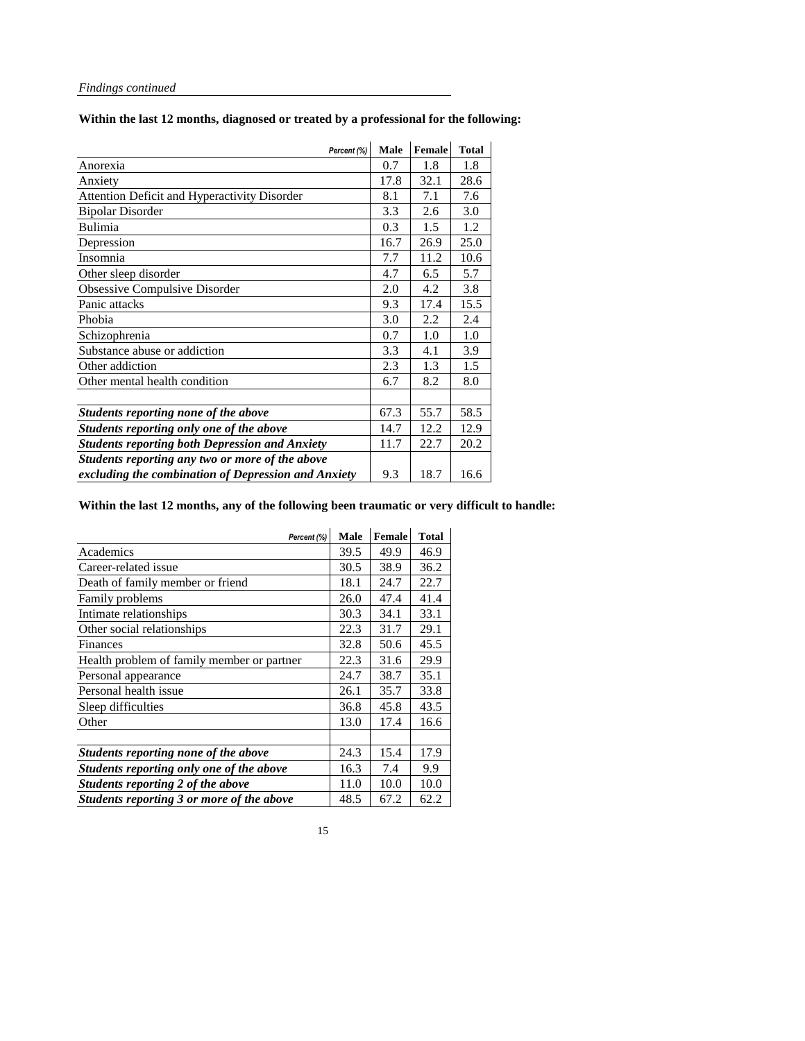*Findings continued*

**Within the last 12 months, diagnosed or treated by a professional for the following:**

| *Percent (%)* | Male | Female | Total |
|---|---|---|---|
| Anorexia | 0.7 | 1.8 | 1.8 |
| Anxiety | 17.8 | 32.1 | 28.6 |
| Attention Deficit and Hyperactivity Disorder | 8.1 | 7.1 | 7.6 |
| Bipolar Disorder | 3.3 | 2.6 | 3.0 |
| Bulimia | 0.3 | 1.5 | 1.2 |
| Depression | 16.7 | 26.9 | 25.0 |
| Insomnia | 7.7 | 11.2 | 10.6 |
| Other sleep disorder | 4.7 | 6.5 | 5.7 |
| Obsessive Compulsive Disorder | 2.0 | 4.2 | 3.8 |
| Panic attacks | 9.3 | 17.4 | 15.5 |
| Phobia | 3.0 | 2.2 | 2.4 |
| Schizophrenia | 0.7 | 1.0 | 1.0 |
| Substance abuse or addiction | 3.3 | 4.1 | 3.9 |
| Other addiction | 2.3 | 1.3 | 1.5 |
| Other mental health condition | 6.7 | 8.2 | 8.0 |
| | | | |
| ***Students reporting none of the above*** | 67.3 | 55.7 | 58.5 |
| ***Students reporting only one of the above*** | 14.7 | 12.2 | 12.9 |
| ***Students reporting both Depression and Anxiety*** | 11.7 | 22.7 | 20.2 |
| ***Students reporting any two or more of the above excluding the combination of Depression and Anxiety*** | 9.3 | 18.7 | 16.6 |

**Within the last 12 months, any of the following been traumatic or very difficult to handle:**

| *Percent (%)* | Male | Female | Total |
|---|---|---|---|
| Academics | 39.5 | 49.9 | 46.9 |
| Career-related issue | 30.5 | 38.9 | 36.2 |
| Death of family member or friend | 18.1 | 24.7 | 22.7 |
| Family problems | 26.0 | 47.4 | 41.4 |
| Intimate relationships | 30.3 | 34.1 | 33.1 |
| Other social relationships | 22.3 | 31.7 | 29.1 |
| Finances | 32.8 | 50.6 | 45.5 |
| Health problem of family member or partner | 22.3 | 31.6 | 29.9 |
| Personal appearance | 24.7 | 38.7 | 35.1 |
| Personal health issue | 26.1 | 35.7 | 33.8 |
| Sleep difficulties | 36.8 | 45.8 | 43.5 |
| Other | 13.0 | 17.4 | 16.6 |
| | | | |
| ***Students reporting none of the above*** | 24.3 | 15.4 | 17.9 |
| ***Students reporting only one of the above*** | 16.3 | 7.4 | 9.9 |
| ***Students reporting 2 of the above*** | 11.0 | 10.0 | 10.0 |
| ***Students reporting 3 or more of the above*** | 48.5 | 67.2 | 62.2 |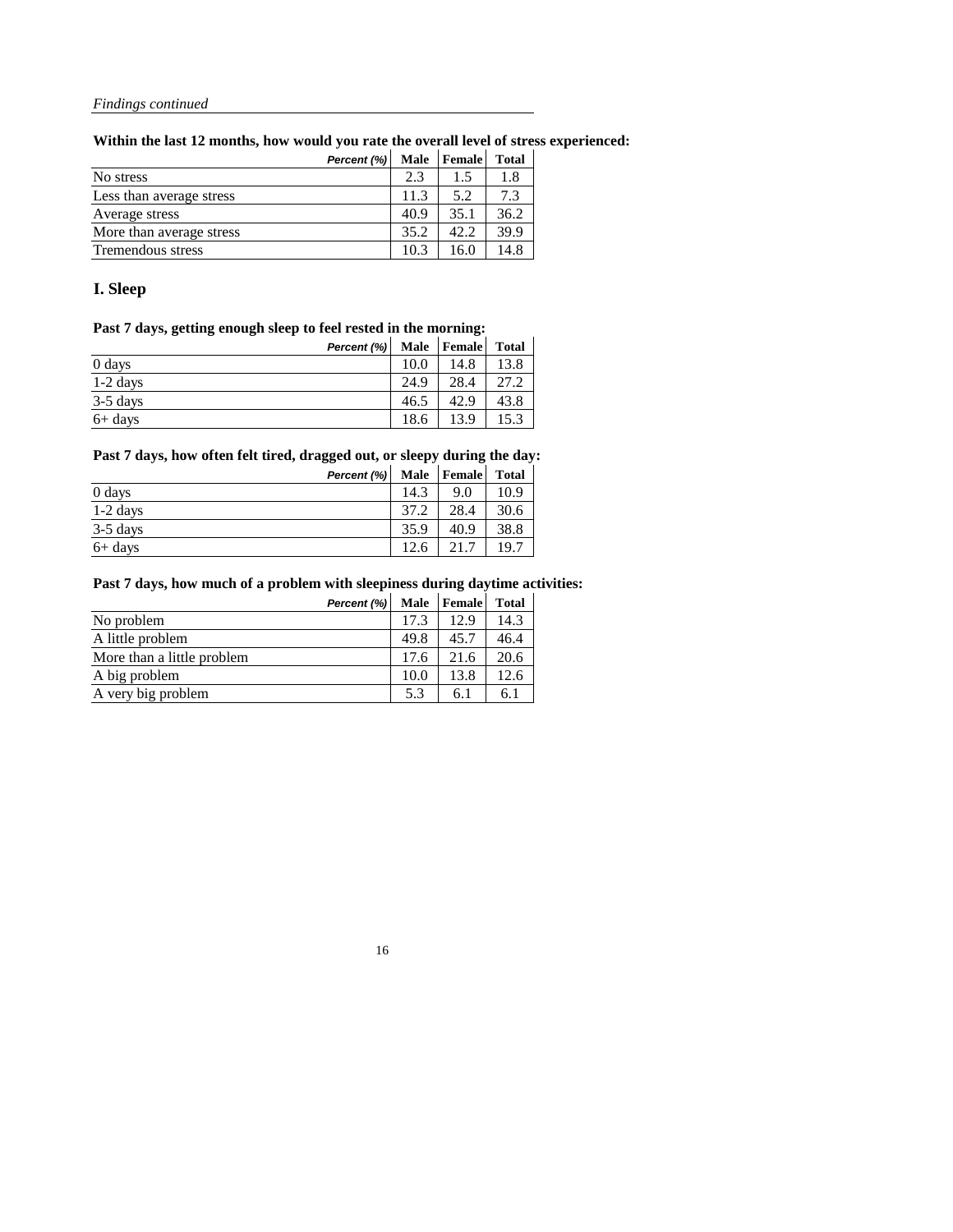*Findings continued*

**Within the last 12 months, how would you rate the overall level of stress experienced:**

| Percent (%) | Male | Female | Total |
|---|---|---|---|
| No stress | 2.3 | 1.5 | 1.8 |
| Less than average stress | 11.3 | 5.2 | 7.3 |
| Average stress | 40.9 | 35.1 | 36.2 |
| More than average stress | 35.2 | 42.2 | 39.9 |
| Tremendous stress | 10.3 | 16.0 | 14.8 |

## I. Sleep

**Past 7 days, getting enough sleep to feel rested in the morning:**

| Percent (%) | Male | Female | Total |
|---|---|---|---|
| 0 days | 10.0 | 14.8 | 13.8 |
| 1-2 days | 24.9 | 28.4 | 27.2 |
| 3-5 days | 46.5 | 42.9 | 43.8 |
| 6+ days | 18.6 | 13.9 | 15.3 |

**Past 7 days, how often felt tired, dragged out, or sleepy during the day:**

| Percent (%) | Male | Female | Total |
|---|---|---|---|
| 0 days | 14.3 | 9.0 | 10.9 |
| 1-2 days | 37.2 | 28.4 | 30.6 |
| 3-5 days | 35.9 | 40.9 | 38.8 |
| 6+ days | 12.6 | 21.7 | 19.7 |

**Past 7 days, how much of a problem with sleepiness during daytime activities:**

| Percent (%) | Male | Female | Total |
|---|---|---|---|
| No problem | 17.3 | 12.9 | 14.3 |
| A little problem | 49.8 | 45.7 | 46.4 |
| More than a little problem | 17.6 | 21.6 | 20.6 |
| A big problem | 10.0 | 13.8 | 12.6 |
| A very big problem | 5.3 | 6.1 | 6.1 |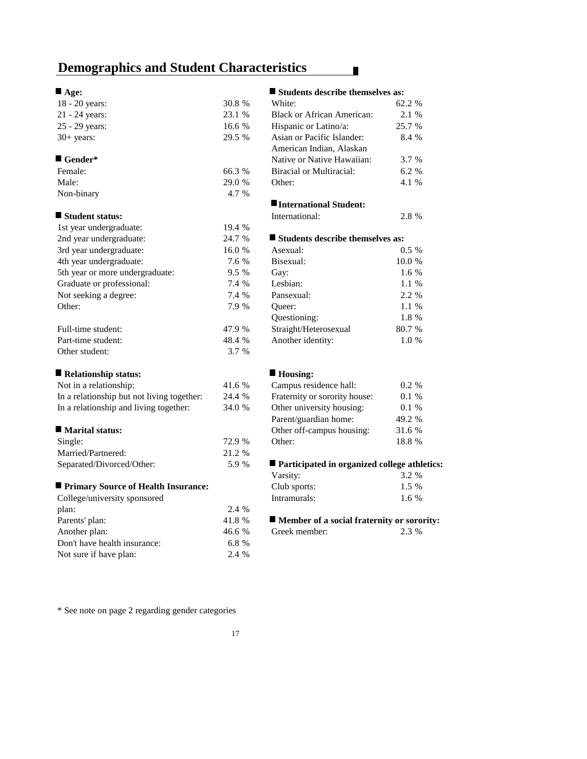## Demographics and Student Characteristics

**Age:**

| | |
|---|---|
| 18 - 20 years: | 30.8 % |
| 21 - 24 years: | 23.1 % |
| 25 - 29 years: | 16.6 % |
| 30+ years: | 29.5 % |

**Gender***

| | |
|---|---|
| Female: | 66.3 % |
| Male: | 29.0 % |
| Non-binary | 4.7 % |

**Student status:**

| | |
|---|---|
| 1st year undergraduate: | 19.4 % |
| 2nd year undergraduate: | 24.7 % |
| 3rd year undergraduate: | 16.0 % |
| 4th year undergraduate: | 7.6 % |
| 5th year or more undergraduate: | 9.5 % |
| Graduate or professional: | 7.4 % |
| Not seeking a degree: | 7.4 % |
| Other: | 7.9 % |

| | |
|---|---|
| Full-time student: | 47.9 % |
| Part-time student: | 48.4 % |
| Other student: | 3.7 % |

**Relationship status:**

| | |
|---|---|
| Not in a relationship: | 41.6 % |
| In a relationship but not living together: | 24.4 % |
| In a relationship and living together: | 34.0 % |

**Marital status:**

| | |
|---|---|
| Single: | 72.9 % |
| Married/Partnered: | 21.2 % |
| Separated/Divorced/Other: | 5.9 % |

**Primary Source of Health Insurance:**

| | |
|---|---|
| College/university sponsored plan: | 2.4 % |
| Parents' plan: | 41.8 % |
| Another plan: | 46.6 % |
| Don't have health insurance: | 6.8 % |
| Not sure if have plan: | 2.4 % |

**Students describe themselves as:**

| | |
|---|---|
| White: | 62.2 % |
| Black or African American: | 2.1 % |
| Hispanic or Latino/a: | 25.7 % |
| Asian or Pacific Islander: | 8.4 % |
| American Indian, Alaskan Native or Native Hawaiian: | 3.7 % |
| Biracial or Multiracial: | 6.2 % |
| Other: | 4.1 % |

**International Student:**

| | |
|---|---|
| International: | 2.8 % |

**Students describe themselves as:**

| | |
|---|---|
| Asexual: | 0.5 % |
| Bisexual: | 10.0 % |
| Gay: | 1.6 % |
| Lesbian: | 1.1 % |
| Pansexual: | 2.2 % |
| Queer: | 1.1 % |
| Questioning: | 1.8 % |
| Straight/Heterosexual | 80.7 % |
| Another identity: | 1.0 % |

**Housing:**

| | |
|---|---|
| Campus residence hall: | 0.2 % |
| Fraternity or sorority house: | 0.1 % |
| Other university housing: | 0.1 % |
| Parent/guardian home: | 49.2 % |
| Other off-campus housing: | 31.6 % |
| Other: | 18.8 % |

**Participated in organized college athletics:**

| | |
|---|---|
| Varsity: | 3.2 % |
| Club sports: | 1.5 % |
| Intramurals: | 1.6 % |

**Member of a social fraternity or sorority:**

| | |
|---|---|
| Greek member: | 2.3 % |

* See note on page 2 regarding gender categories